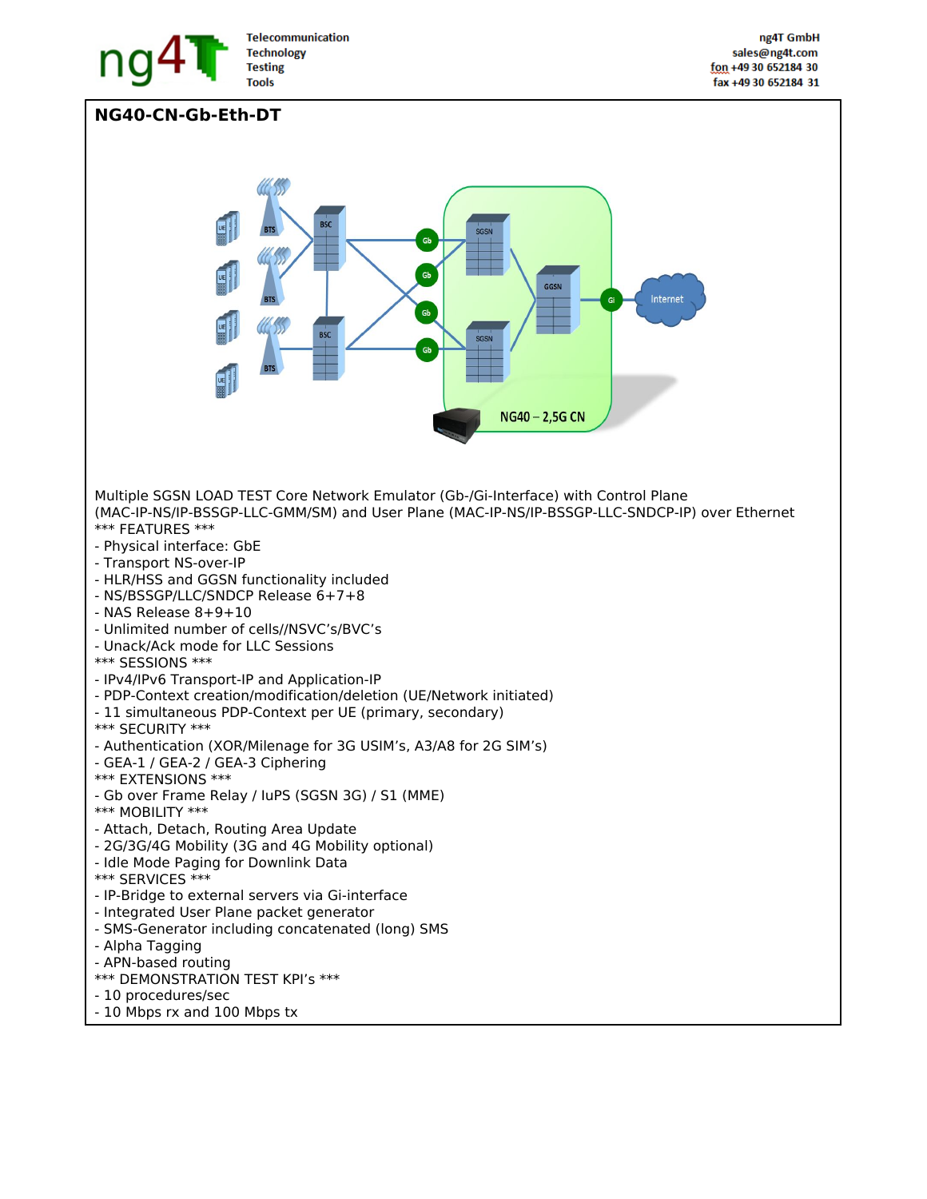# NG40-CN-Gb-Eth-DT

Multiple SGSN LOAD TEST Core Network Emulator (Gb-/Gi-Interface) with Control Plane (MAC-IP-NS/IP-BSSGP-LLC-GMM/SM) and User Plane (MAC-IP-NS/IP-BSSGP-LLC-SNDCP-IP) over Ethernet

*** FEATURES ***
- Physical interface: GbE
- Transport NS-over-IP
- HLR/HSS and GGSN functionality included
- NS/BSSGP/LLC/SNDCP Release 6+7+8
- NAS Release 8+9+10
- Unlimited number of cells//NSVC's/BVC's
- Unack/Ack mode for LLC Sessions

*** SESSIONS ***
- IPv4/IPv6 Transport-IP and Application-IP
- PDP-Context creation/modification/deletion (UE/Network initiated)
- 11 simultaneous PDP-Context per UE (primary, secondary)

*** SECURITY ***
- Authentication (XOR/Milenage for 3G USIM's, A3/A8 for 2G SIM's)
- GEA-1 / GEA-2 / GEA-3 Ciphering

*** EXTENSIONS ***
- Gb over Frame Relay / IuPS (SGSN 3G) / S1 (MME)

*** MOBILITY ***
- Attach, Detach, Routing Area Update
- 2G/3G/4G Mobility (3G and 4G Mobility optional)
- Idle Mode Paging for Downlink Data

*** SERVICES ***
- IP-Bridge to external servers via Gi-interface
- Integrated User Plane packet generator
- SMS-Generator including concatenated (long) SMS
- Alpha Tagging
- APN-based routing

*** DEMONSTRATION TEST KPI's ***
- 10 procedures/sec
- 10 Mbps rx and 100 Mbps tx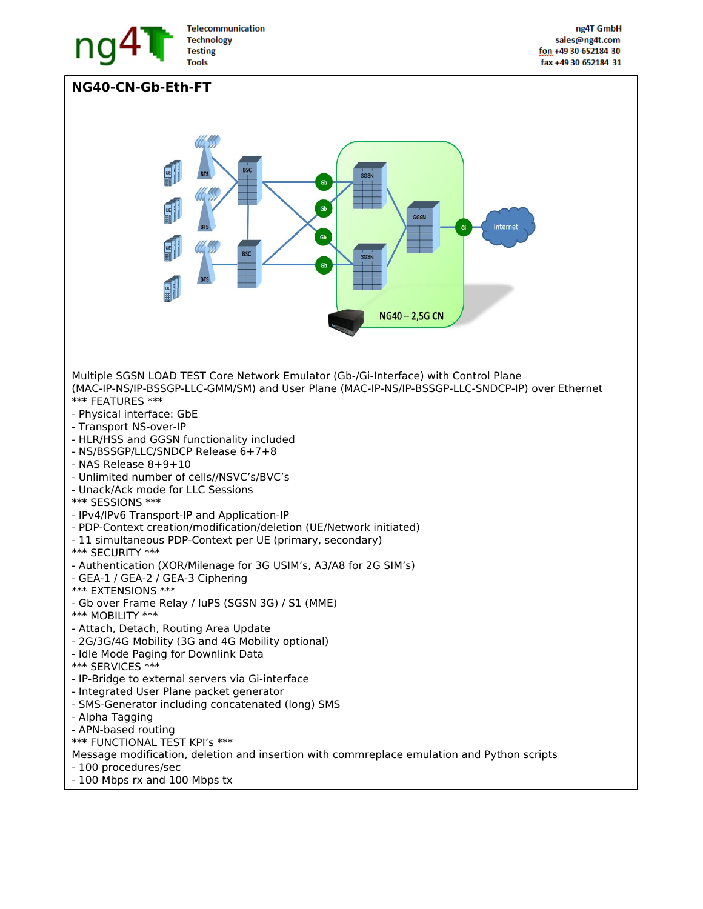# NG40-CN-Gb-Eth-FT

Multiple SGSN LOAD TEST Core Network Emulator (Gb-/Gi-Interface) with Control Plane (MAC-IP-NS/IP-BSSGP-LLC-GMM/SM) and User Plane (MAC-IP-NS/IP-BSSGP-LLC-SNDCP-IP) over Ethernet

*** FEATURES ***
- Physical interface: GbE
- Transport NS-over-IP
- HLR/HSS and GGSN functionality included
- NS/BSSGP/LLC/SNDCP Release 6+7+8
- NAS Release 8+9+10
- Unlimited number of cells//NSVC's/BVC's
- Unack/Ack mode for LLC Sessions

*** SESSIONS ***
- IPv4/IPv6 Transport-IP and Application-IP
- PDP-Context creation/modification/deletion (UE/Network initiated)
- 11 simultaneous PDP-Context per UE (primary, secondary)

*** SECURITY ***
- Authentication (XOR/Milenage for 3G USIM's, A3/A8 for 2G SIM's)
- GEA-1 / GEA-2 / GEA-3 Ciphering

*** EXTENSIONS ***
- Gb over Frame Relay / IuPS (SGSN 3G) / S1 (MME)

*** MOBILITY ***
- Attach, Detach, Routing Area Update
- 2G/3G/4G Mobility (3G and 4G Mobility optional)
- Idle Mode Paging for Downlink Data

*** SERVICES ***
- IP-Bridge to external servers via Gi-interface
- Integrated User Plane packet generator
- SMS-Generator including concatenated (long) SMS
- Alpha Tagging
- APN-based routing

*** FUNCTIONAL TEST KPI's ***

Message modification, deletion and insertion with commreplace emulation and Python scripts
- 100 procedures/sec
- 100 Mbps rx and 100 Mbps tx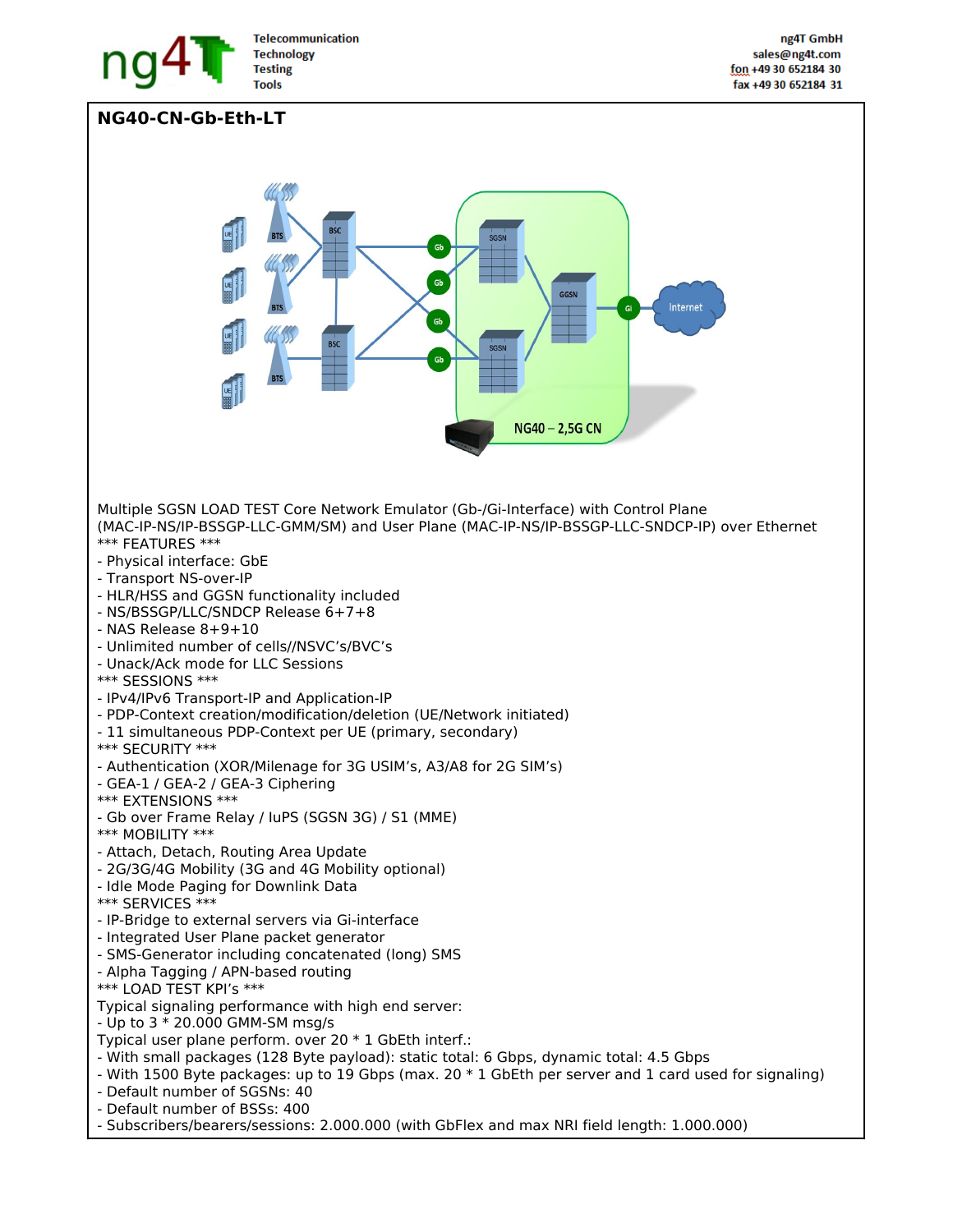# NG40-CN-Gb-Eth-LT

UE
BTS
BSC
Gb
SGSN
GGSN
Gi
Internet
NG40 – 2,5G CN

Multiple SGSN LOAD TEST Core Network Emulator (Gb-/Gi-Interface) with Control Plane (MAC-IP-NS/IP-BSSGP-LLC-GMM/SM) and User Plane (MAC-IP-NS/IP-BSSGP-LLC-SNDCP-IP) over Ethernet

*** FEATURES ***
- Physical interface: GbE
- Transport NS-over-IP
- HLR/HSS and GGSN functionality included
- NS/BSSGP/LLC/SNDCP Release 6+7+8
- NAS Release 8+9+10
- Unlimited number of cells//NSVC's/BVC's
- Unack/Ack mode for LLC Sessions

*** SESSIONS ***
- IPv4/IPv6 Transport-IP and Application-IP
- PDP-Context creation/modification/deletion (UE/Network initiated)
- 11 simultaneous PDP-Context per UE (primary, secondary)

*** SECURITY ***
- Authentication (XOR/Milenage for 3G USIM's, A3/A8 for 2G SIM's)
- GEA-1 / GEA-2 / GEA-3 Ciphering

*** EXTENSIONS ***
- Gb over Frame Relay / IuPS (SGSN 3G) / S1 (MME)

*** MOBILITY ***
- Attach, Detach, Routing Area Update
- 2G/3G/4G Mobility (3G and 4G Mobility optional)
- Idle Mode Paging for Downlink Data

*** SERVICES ***
- IP-Bridge to external servers via Gi-interface
- Integrated User Plane packet generator
- SMS-Generator including concatenated (long) SMS
- Alpha Tagging / APN-based routing

*** LOAD TEST KPI's ***
Typical signaling performance with high end server:
- Up to 3 * 20.000 GMM-SM msg/s

Typical user plane perform. over 20 * 1 GbEth interf.:
- With small packages (128 Byte payload): static total: 6 Gbps, dynamic total: 4.5 Gbps
- With 1500 Byte packages: up to 19 Gbps (max. 20 * 1 GbEth per server and 1 card used for signaling)
- Default number of SGSNs: 40
- Default number of BSSs: 400
- Subscribers/bearers/sessions: 2.000.000 (with GbFlex and max NRI field length: 1.000.000)